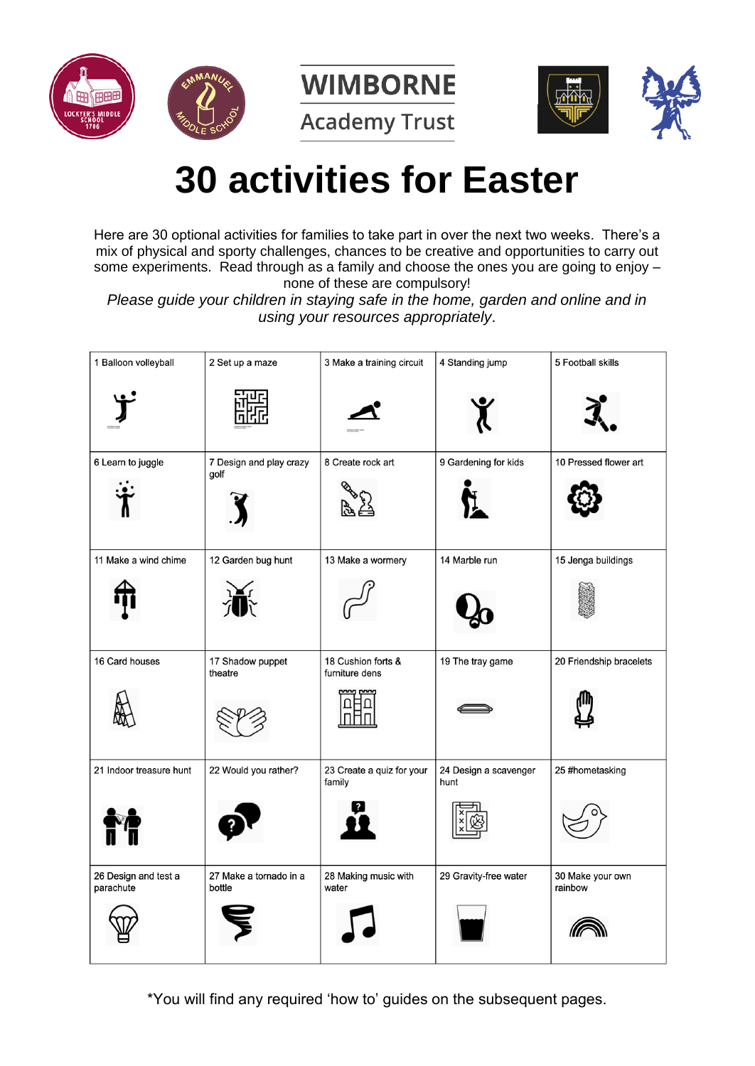WIMBORNE
Academy Trust

# 30 activities for Easter

Here are 30 optional activities for families to take part in over the next two weeks. There's a mix of physical and sporty challenges, chances to be creative and opportunities to carry out some experiments. Read through as a family and choose the ones you are going to enjoy – none of these are compulsory!

*Please guide your children in staying safe in the home, garden and online and in using your resources appropriately*.

| | | | | |
|---|---|---|---|---|
| 1 Balloon volleyball | 2 Set up a maze | 3 Make a training circuit | 4 Standing jump | 5 Football skills |
| 6 Learn to juggle | 7 Design and play crazy golf | 8 Create rock art | 9 Gardening for kids | 10 Pressed flower art |
| 11 Make a wind chime | 12 Garden bug hunt | 13 Make a wormery | 14 Marble run | 15 Jenga buildings |
| 16 Card houses | 17 Shadow puppet theatre | 18 Cushion forts & furniture dens | 19 The tray game | 20 Friendship bracelets |
| 21 Indoor treasure hunt | 22 Would you rather? | 23 Create a quiz for your family | 24 Design a scavenger hunt | 25 #hometasking |
| 26 Design and test a parachute | 27 Make a tornado in a bottle | 28 Making music with water | 29 Gravity-free water | 30 Make your own rainbow |

*You will find any required 'how to' guides on the subsequent pages.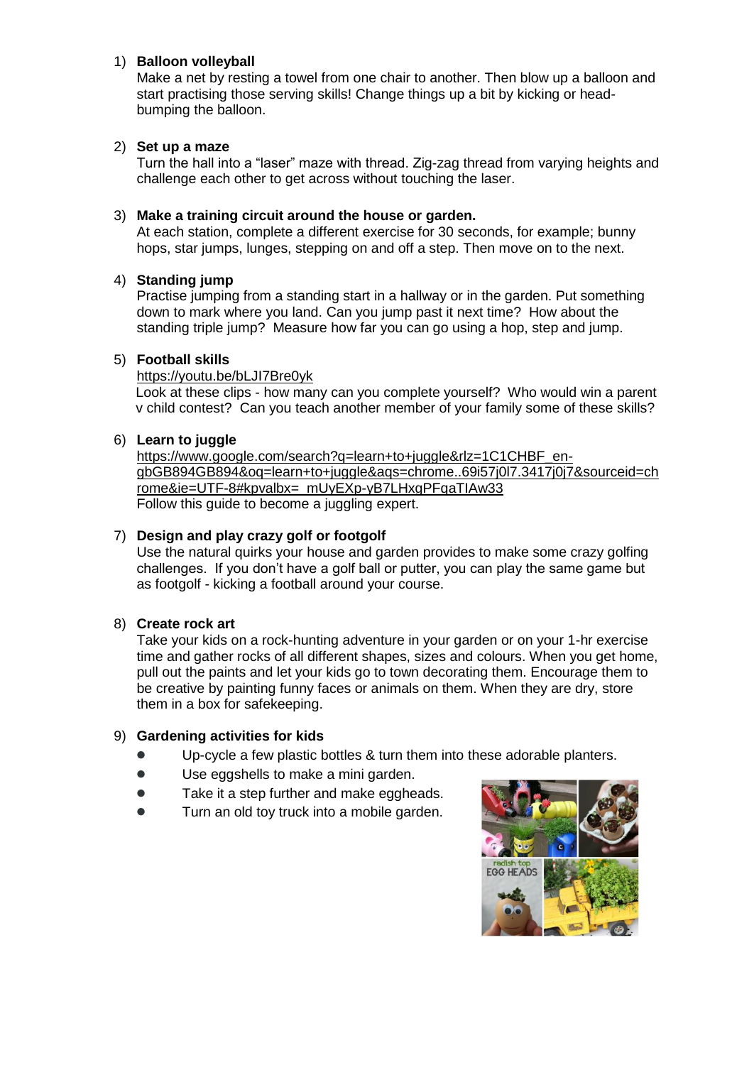1) **Balloon volleyball**
   Make a net by resting a towel from one chair to another. Then blow up a balloon and start practising those serving skills! Change things up a bit by kicking or head-bumping the balloon.

2) **Set up a maze**
   Turn the hall into a "laser" maze with thread. Zig-zag thread from varying heights and challenge each other to get across without touching the laser.

3) **Make a training circuit around the house or garden.**
   At each station, complete a different exercise for 30 seconds, for example; bunny hops, star jumps, lunges, stepping on and off a step. Then move on to the next.

4) **Standing jump**
   Practise jumping from a standing start in a hallway or in the garden. Put something down to mark where you land. Can you jump past it next time? How about the standing triple jump? Measure how far you can go using a hop, step and jump.

5) **Football skills**
   https://youtu.be/bLJI7Bre0yk
   Look at these clips - how many can you complete yourself? Who would win a parent v child contest? Can you teach another member of your family some of these skills?

6) **Learn to juggle**
   https://www.google.com/search?q=learn+to+juggle&rlz=1C1CHBF_en-gbGB894GB894&oq=learn+to+juggle&aqs=chrome..69i57j0l7.3417j0j7&sourceid=chrome&ie=UTF-8#kpvalbx=_mUyEXp-yB7LHxgPFqaTIAw33
   Follow this guide to become a juggling expert.

7) **Design and play crazy golf or footgolf**
   Use the natural quirks your house and garden provides to make some crazy golfing challenges. If you don't have a golf ball or putter, you can play the same game but as footgolf - kicking a football around your course.

8) **Create rock art**
   Take your kids on a rock-hunting adventure in your garden or on your 1-hr exercise time and gather rocks of all different shapes, sizes and colours. When you get home, pull out the paints and let your kids go to town decorating them. Encourage them to be creative by painting funny faces or animals on them. When they are dry, store them in a box for safekeeping.

9) **Gardening activities for kids**
   - Up-cycle a few plastic bottles & turn them into these adorable planters.
   - Use eggshells to make a mini garden.
   - Take it a step further and make eggheads.
   - Turn an old toy truck into a mobile garden.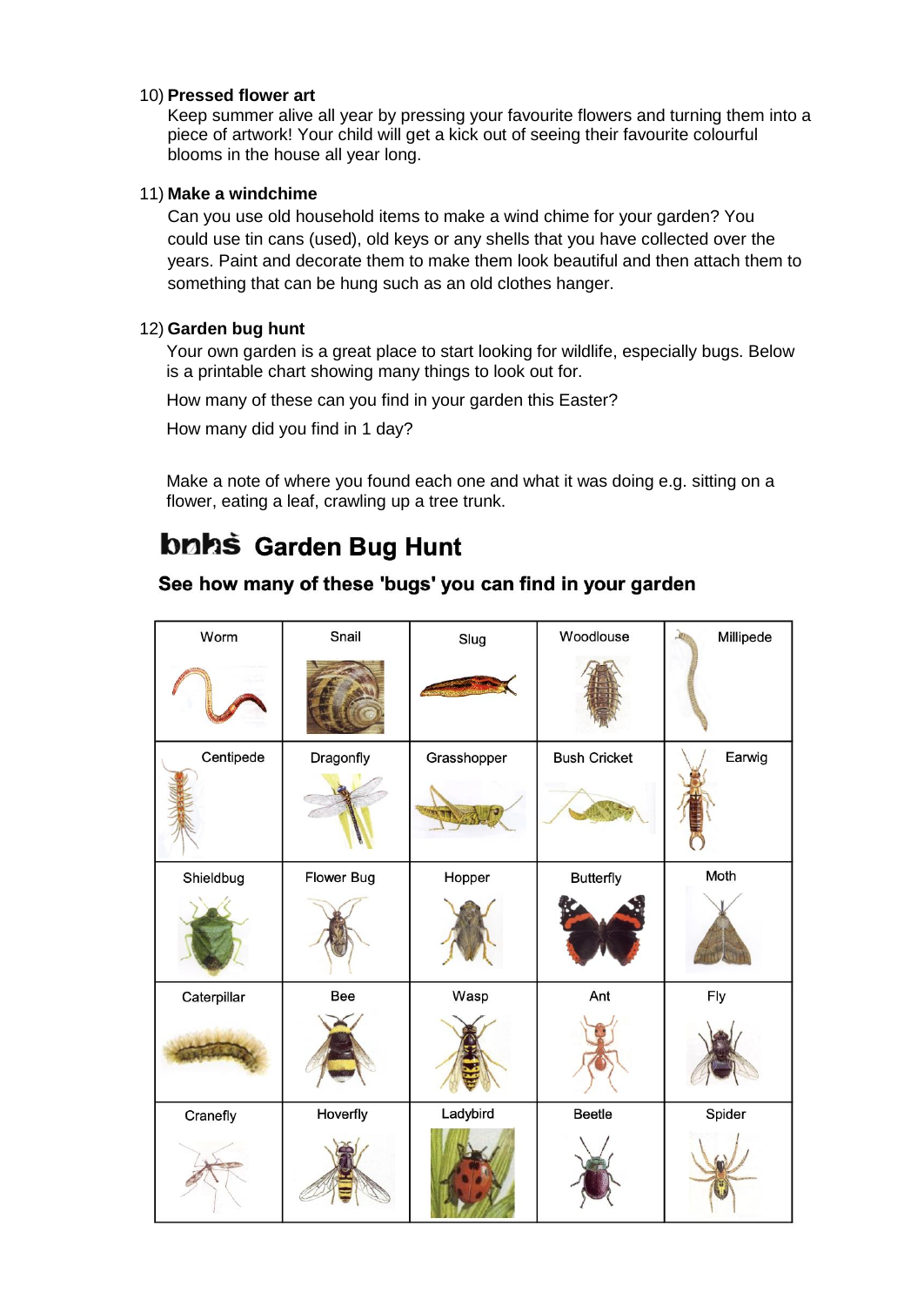10) **Pressed flower art**

Keep summer alive all year by pressing your favourite flowers and turning them into a piece of artwork! Your child will get a kick out of seeing their favourite colourful blooms in the house all year long.

11) **Make a windchime**

Can you use old household items to make a wind chime for your garden? You could use tin cans (used), old keys or any shells that you have collected over the years. Paint and decorate them to make them look beautiful and then attach them to something that can be hung such as an old clothes hanger.

12) **Garden bug hunt**

Your own garden is a great place to start looking for wildlife, especially bugs. Below is a printable chart showing many things to look out for.

How many of these can you find in your garden this Easter?

How many did you find in 1 day?

Make a note of where you found each one and what it was doing e.g. sitting on a flower, eating a leaf, crawling up a tree trunk.

## bnhs Garden Bug Hunt

### See how many of these 'bugs' you can find in your garden

| Worm | Snail | Slug | Woodlouse | Millipede |
|---|---|---|---|---|
| Centipede | Dragonfly | Grasshopper | Bush Cricket | Earwig |
| Shieldbug | Flower Bug | Hopper | Butterfly | Moth |
| Caterpillar | Bee | Wasp | Ant | Fly |
| Cranefly | Hoverfly | Ladybird | Beetle | Spider |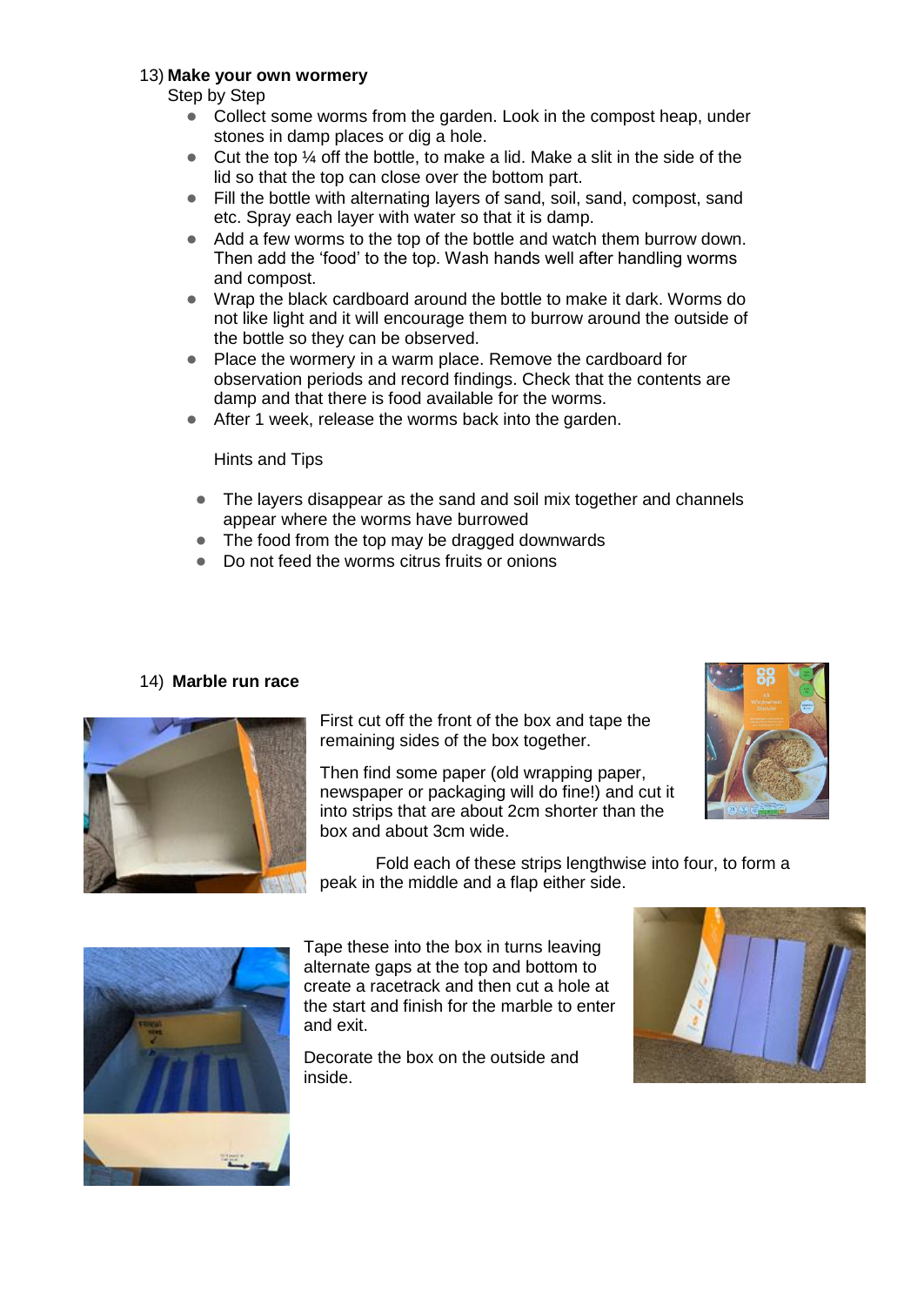13) **Make your own wormery**

Step by Step

- Collect some worms from the garden. Look in the compost heap, under stones in damp places or dig a hole.
- Cut the top ¼ off the bottle, to make a lid. Make a slit in the side of the lid so that the top can close over the bottom part.
- Fill the bottle with alternating layers of sand, soil, sand, compost, sand etc. Spray each layer with water so that it is damp.
- Add a few worms to the top of the bottle and watch them burrow down. Then add the 'food' to the top. Wash hands well after handling worms and compost.
- Wrap the black cardboard around the bottle to make it dark. Worms do not like light and it will encourage them to burrow around the outside of the bottle so they can be observed.
- Place the wormery in a warm place. Remove the cardboard for observation periods and record findings. Check that the contents are damp and that there is food available for the worms.
- After 1 week, release the worms back into the garden.

Hints and Tips

- The layers disappear as the sand and soil mix together and channels appear where the worms have burrowed
- The food from the top may be dragged downwards
- Do not feed the worms citrus fruits or onions

14) **Marble run race**

First cut off the front of the box and tape the remaining sides of the box together.

Then find some paper (old wrapping paper, newspaper or packaging will do fine!) and cut it into strips that are about 2cm shorter than the box and about 3cm wide.

Fold each of these strips lengthwise into four, to form a peak in the middle and a flap either side.

Tape these into the box in turns leaving alternate gaps at the top and bottom to create a racetrack and then cut a hole at the start and finish for the marble to enter and exit.

Decorate the box on the outside and inside.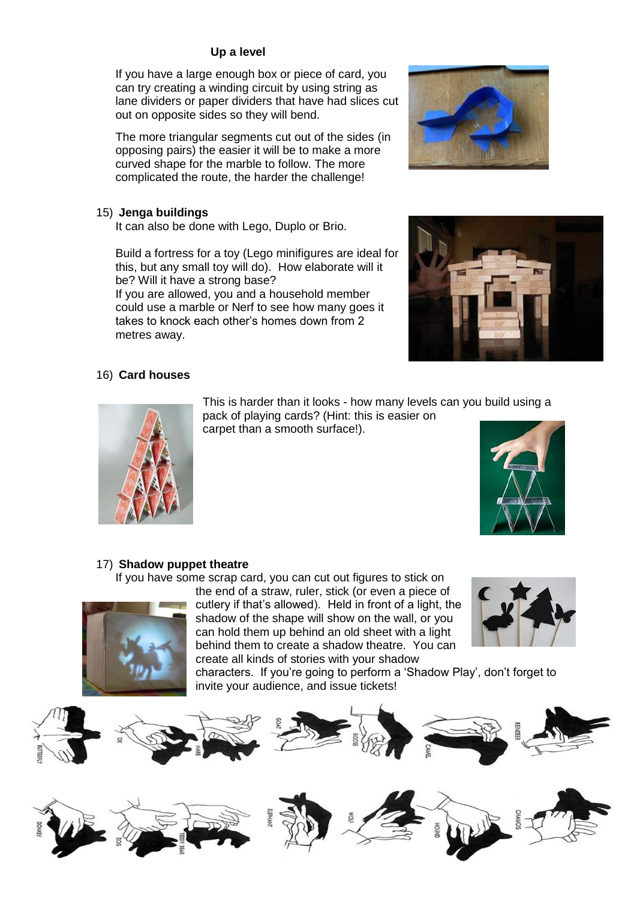**Up a level**

If you have a large enough box or piece of card, you can try creating a winding circuit by using string as lane dividers or paper dividers that have had slices cut out on opposite sides so they will bend.

The more triangular segments cut out of the sides (in opposing pairs) the easier it will be to make a more curved shape for the marble to follow. The more complicated the route, the harder the challenge!

15) **Jenga buildings**

It can also be done with Lego, Duplo or Brio.

Build a fortress for a toy (Lego minifigures are ideal for this, but any small toy will do). How elaborate will it be? Will it have a strong base?
If you are allowed, you and a household member could use a marble or Nerf to see how many goes it takes to knock each other's homes down from 2 metres away.

16) **Card houses**

This is harder than it looks - how many levels can you build using a pack of playing cards? (Hint: this is easier on carpet than a smooth surface!).

17) **Shadow puppet theatre**

If you have some scrap card, you can cut out figures to stick on the end of a straw, ruler, stick (or even a piece of cutlery if that's allowed). Held in front of a light, the shadow of the shape will show on the wall, or you can hold them up behind an old sheet with a light behind them to create a shadow theatre. You can create all kinds of stories with your shadow characters. If you're going to perform a 'Shadow Play', don't forget to invite your audience, and issue tickets!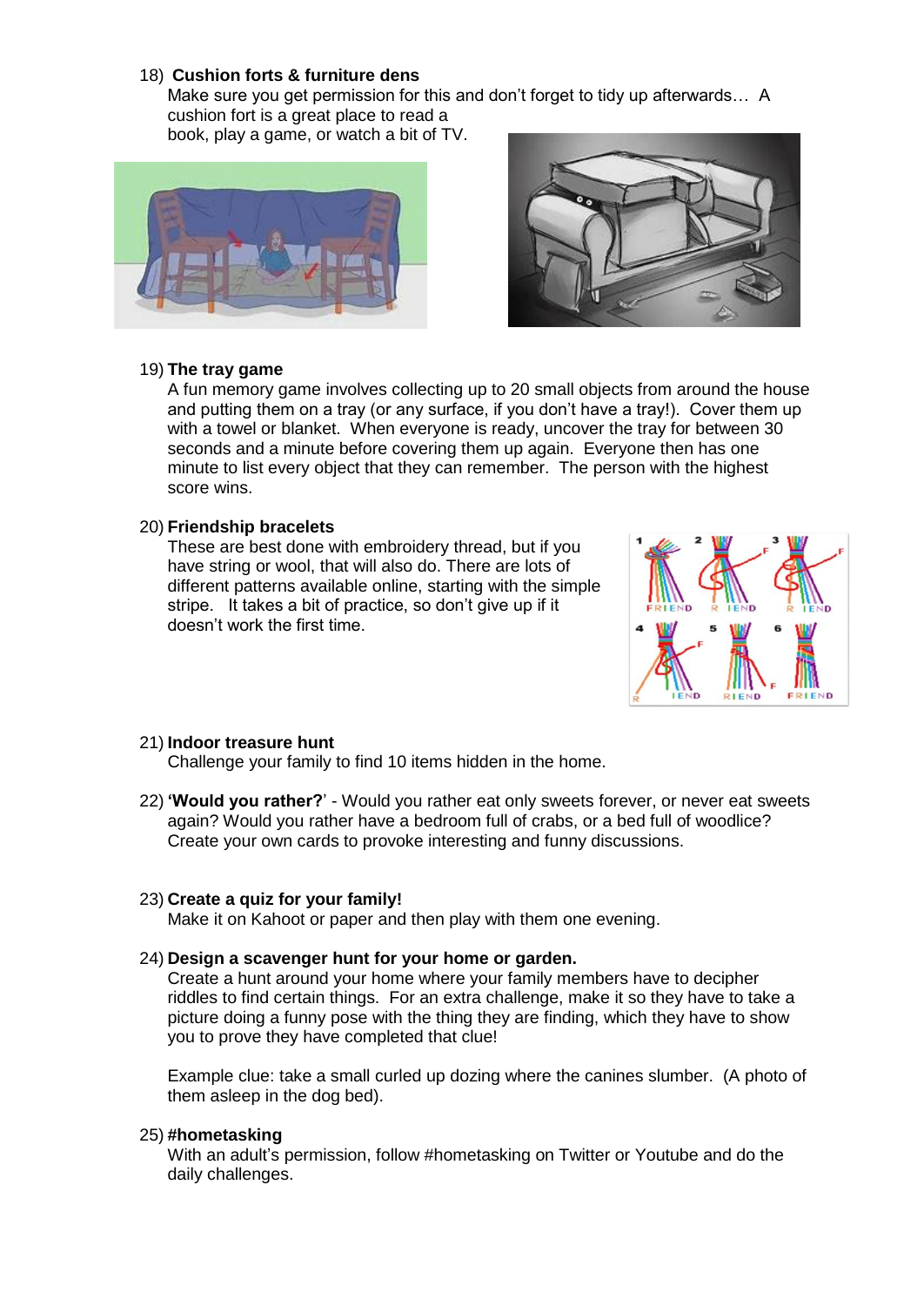18) **Cushion forts & furniture dens**
Make sure you get permission for this and don't forget to tidy up afterwards… A cushion fort is a great place to read a book, play a game, or watch a bit of TV.

19) **The tray game**
A fun memory game involves collecting up to 20 small objects from around the house and putting them on a tray (or any surface, if you don't have a tray!). Cover them up with a towel or blanket. When everyone is ready, uncover the tray for between 30 seconds and a minute before covering them up again. Everyone then has one minute to list every object that they can remember. The person with the highest score wins.

20) **Friendship bracelets**
These are best done with embroidery thread, but if you have string or wool, that will also do. There are lots of different patterns available online, starting with the simple stripe. It takes a bit of practice, so don't give up if it doesn't work the first time.

21) **Indoor treasure hunt**
Challenge your family to find 10 items hidden in the home.

22) **'Would you rather?'** - Would you rather eat only sweets forever, or never eat sweets again? Would you rather have a bedroom full of crabs, or a bed full of woodlice? Create your own cards to provoke interesting and funny discussions.

23) **Create a quiz for your family!**
Make it on Kahoot or paper and then play with them one evening.

24) **Design a scavenger hunt for your home or garden.**
Create a hunt around your home where your family members have to decipher riddles to find certain things. For an extra challenge, make it so they have to take a picture doing a funny pose with the thing they are finding, which they have to show you to prove they have completed that clue!

Example clue: take a small curled up dozing where the canines slumber. (A photo of them asleep in the dog bed).

25) **#hometasking**
With an adult's permission, follow #hometasking on Twitter or Youtube and do the daily challenges.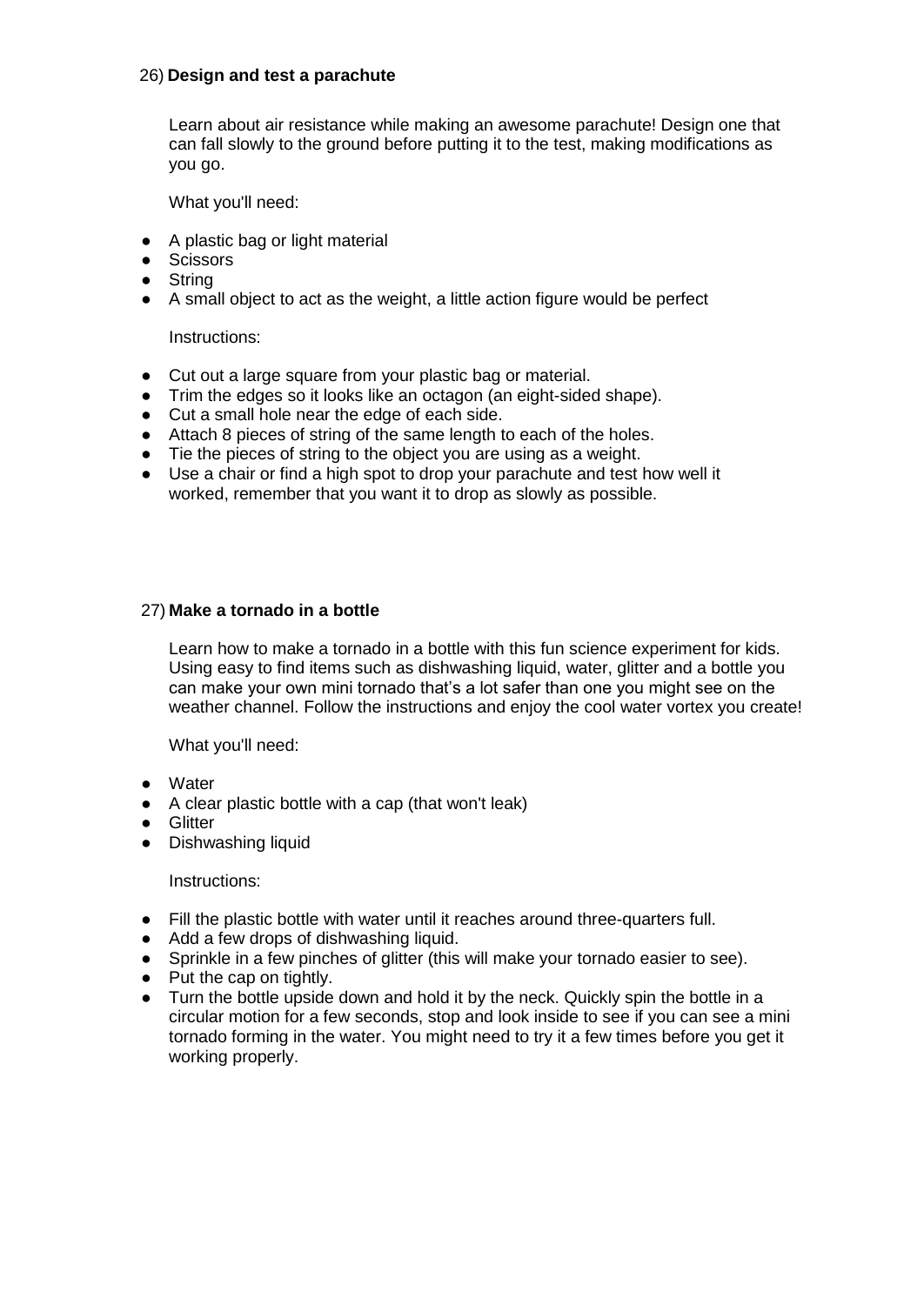26) **Design and test a parachute**

Learn about air resistance while making an awesome parachute! Design one that can fall slowly to the ground before putting it to the test, making modifications as you go.

What you'll need:

- A plastic bag or light material
- Scissors
- String
- A small object to act as the weight, a little action figure would be perfect

Instructions:

- Cut out a large square from your plastic bag or material.
- Trim the edges so it looks like an octagon (an eight-sided shape).
- Cut a small hole near the edge of each side.
- Attach 8 pieces of string of the same length to each of the holes.
- Tie the pieces of string to the object you are using as a weight.
- Use a chair or find a high spot to drop your parachute and test how well it worked, remember that you want it to drop as slowly as possible.

27) **Make a tornado in a bottle**

Learn how to make a tornado in a bottle with this fun science experiment for kids. Using easy to find items such as dishwashing liquid, water, glitter and a bottle you can make your own mini tornado that's a lot safer than one you might see on the weather channel. Follow the instructions and enjoy the cool water vortex you create!

What you'll need:

- Water
- A clear plastic bottle with a cap (that won't leak)
- Glitter
- Dishwashing liquid

Instructions:

- Fill the plastic bottle with water until it reaches around three-quarters full.
- Add a few drops of dishwashing liquid.
- Sprinkle in a few pinches of glitter (this will make your tornado easier to see).
- Put the cap on tightly.
- Turn the bottle upside down and hold it by the neck. Quickly spin the bottle in a circular motion for a few seconds, stop and look inside to see if you can see a mini tornado forming in the water. You might need to try it a few times before you get it working properly.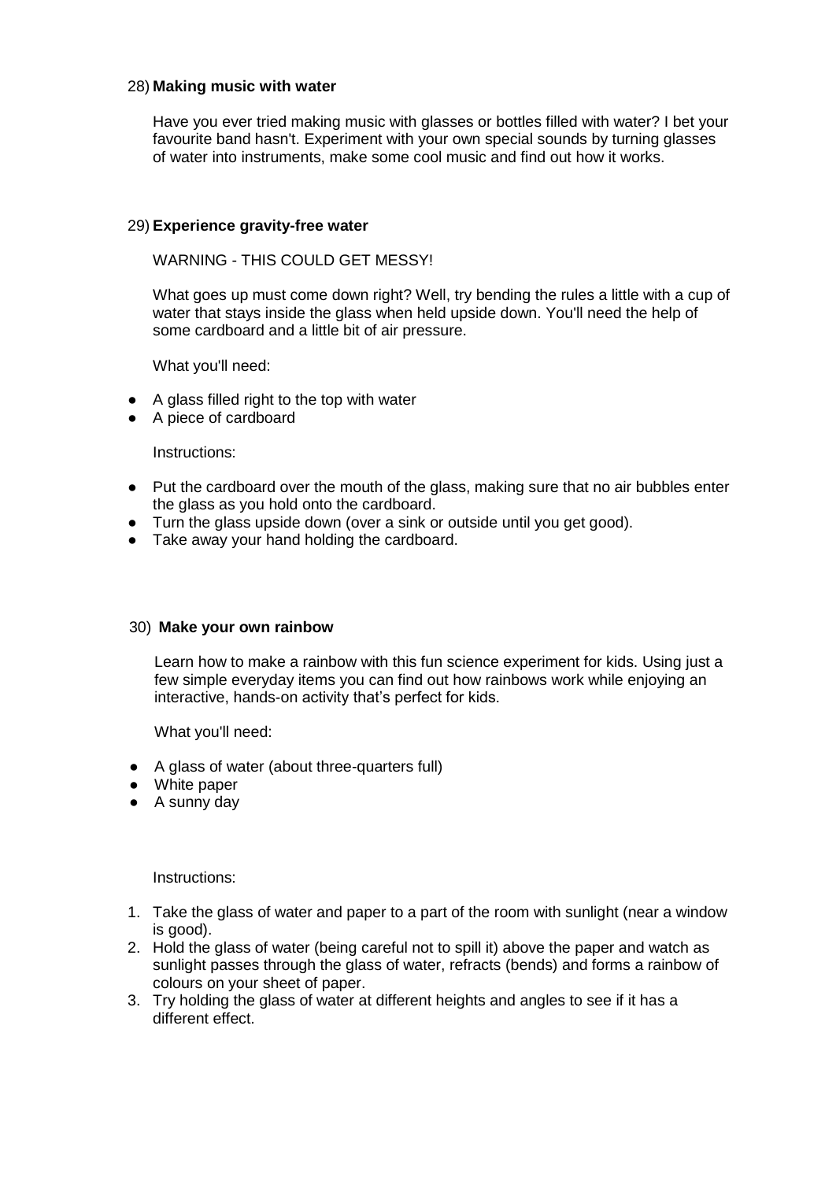28) **Making music with water**

Have you ever tried making music with glasses or bottles filled with water? I bet your favourite band hasn't. Experiment with your own special sounds by turning glasses of water into instruments, make some cool music and find out how it works.

29) **Experience gravity-free water**

WARNING - THIS COULD GET MESSY!

What goes up must come down right? Well, try bending the rules a little with a cup of water that stays inside the glass when held upside down. You'll need the help of some cardboard and a little bit of air pressure.

What you'll need:

- A glass filled right to the top with water
- A piece of cardboard

Instructions:

- Put the cardboard over the mouth of the glass, making sure that no air bubbles enter the glass as you hold onto the cardboard.
- Turn the glass upside down (over a sink or outside until you get good).
- Take away your hand holding the cardboard.

30) **Make your own rainbow**

Learn how to make a rainbow with this fun science experiment for kids. Using just a few simple everyday items you can find out how rainbows work while enjoying an interactive, hands-on activity that's perfect for kids.

What you'll need:

- A glass of water (about three-quarters full)
- White paper
- A sunny day

Instructions:

1. Take the glass of water and paper to a part of the room with sunlight (near a window is good).
2. Hold the glass of water (being careful not to spill it) above the paper and watch as sunlight passes through the glass of water, refracts (bends) and forms a rainbow of colours on your sheet of paper.
3. Try holding the glass of water at different heights and angles to see if it has a different effect.